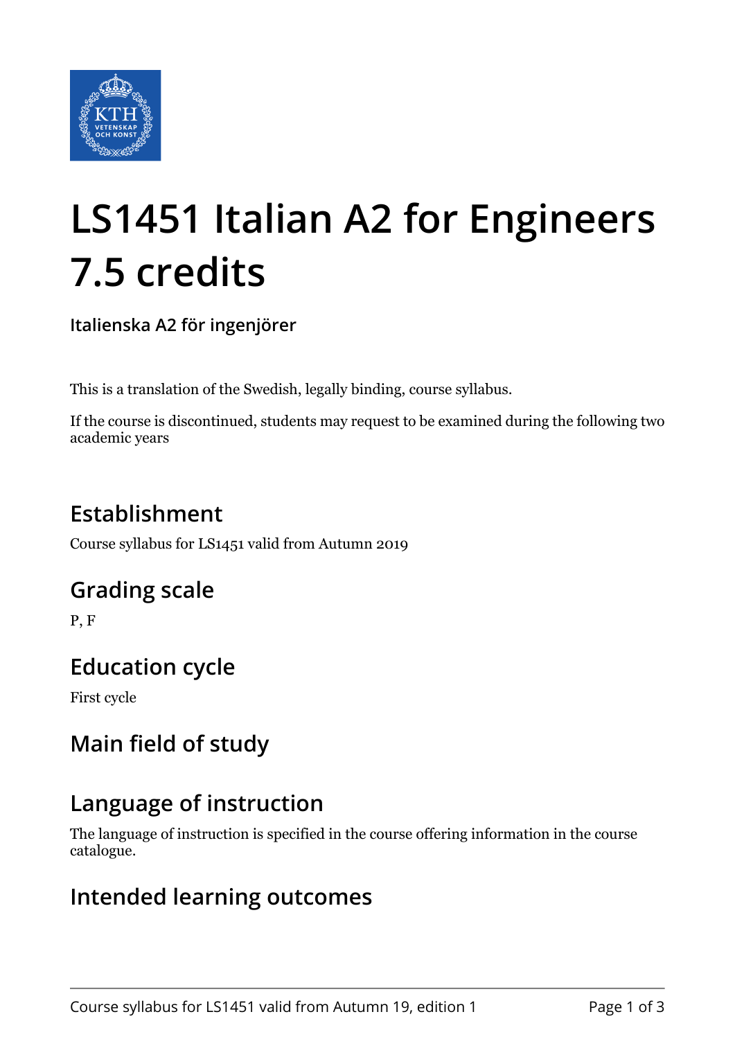# LS1451 Italian A2 for Engineers 7.5 credits

**Italienska A2 för ingenjörer**

This is a translation of the Swedish, legally binding, course syllabus.

If the course is discontinued, students may request to be examined during the following two academic years

## Establishment

Course syllabus for LS1451 valid from Autumn 2019

## Grading scale

P, F

## Education cycle

First cycle

## Main field of study

## Language of instruction

The language of instruction is specified in the course offering information in the course catalogue.

## Intended learning outcomes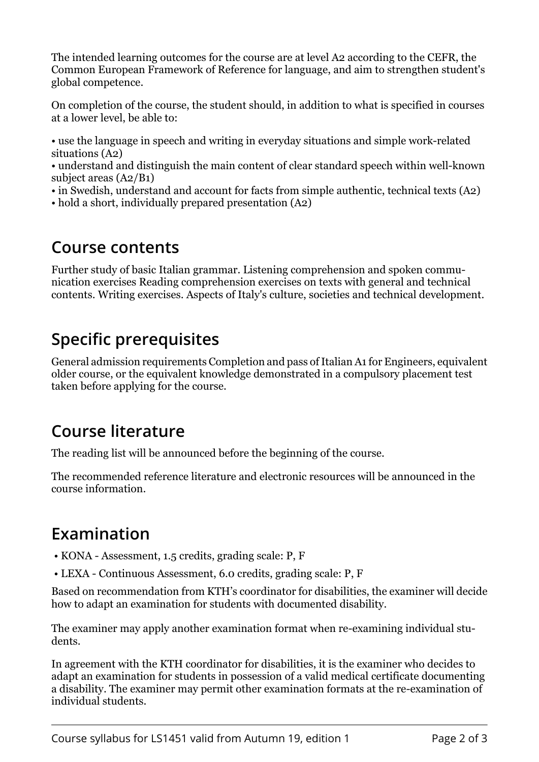The intended learning outcomes for the course are at level A2 according to the CEFR, the Common European Framework of Reference for language, and aim to strengthen student's global competence.

On completion of the course, the student should, in addition to what is specified in courses at a lower level, be able to:

• use the language in speech and writing in everyday situations and simple work-related situations (A2)
• understand and distinguish the main content of clear standard speech within well-known subject areas (A2/B1)
• in Swedish, understand and account for facts from simple authentic, technical texts (A2)
• hold a short, individually prepared presentation (A2)

## Course contents

Further study of basic Italian grammar. Listening comprehension and spoken communication exercises Reading comprehension exercises on texts with general and technical contents. Writing exercises. Aspects of Italy's culture, societies and technical development.

## Specific prerequisites

General admission requirements Completion and pass of Italian A1 for Engineers, equivalent older course, or the equivalent knowledge demonstrated in a compulsory placement test taken before applying for the course.

## Course literature

The reading list will be announced before the beginning of the course.

The recommended reference literature and electronic resources will be announced in the course information.

## Examination

- KONA - Assessment, 1.5 credits, grading scale: P, F
- LEXA - Continuous Assessment, 6.0 credits, grading scale: P, F

Based on recommendation from KTH's coordinator for disabilities, the examiner will decide how to adapt an examination for students with documented disability.

The examiner may apply another examination format when re-examining individual students.

In agreement with the KTH coordinator for disabilities, it is the examiner who decides to adapt an examination for students in possession of a valid medical certificate documenting a disability. The examiner may permit other examination formats at the re-examination of individual students.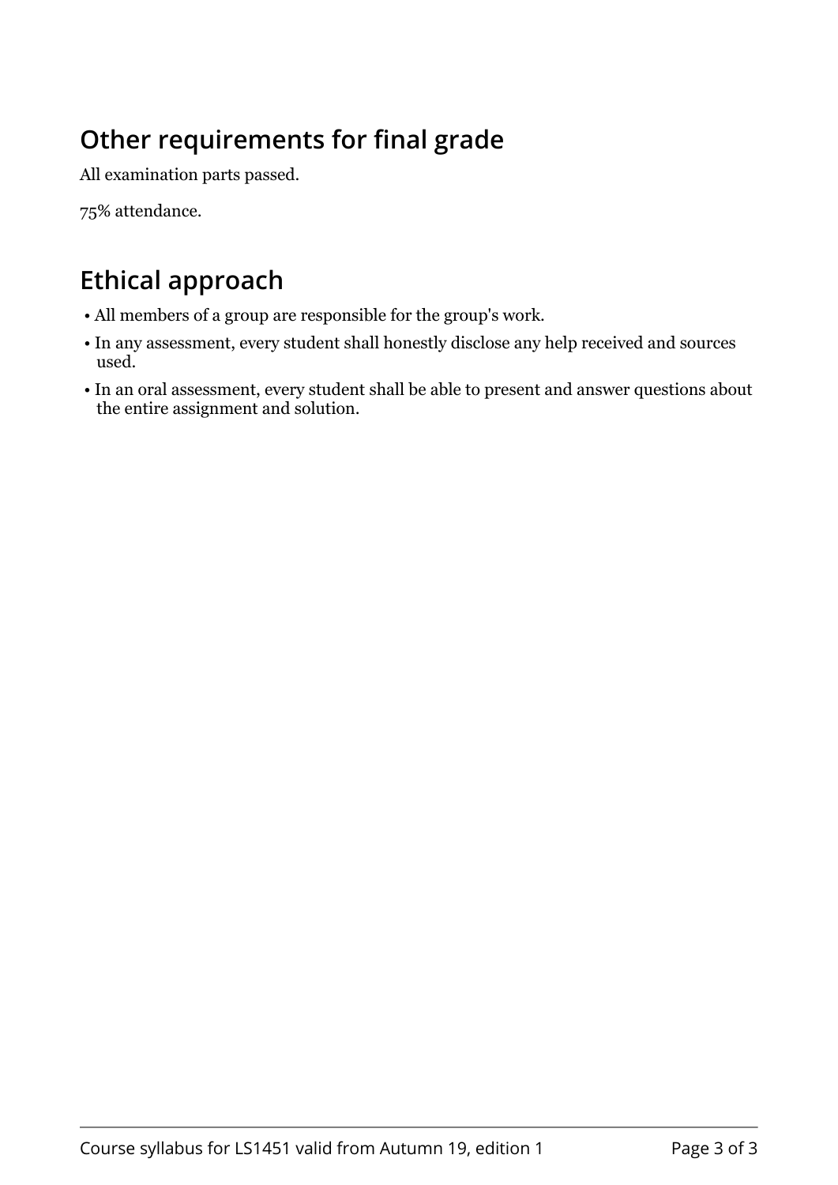## Other requirements for final grade

All examination parts passed.

75% attendance.

## Ethical approach

- All members of a group are responsible for the group's work.
- In any assessment, every student shall honestly disclose any help received and sources used.
- In an oral assessment, every student shall be able to present and answer questions about the entire assignment and solution.